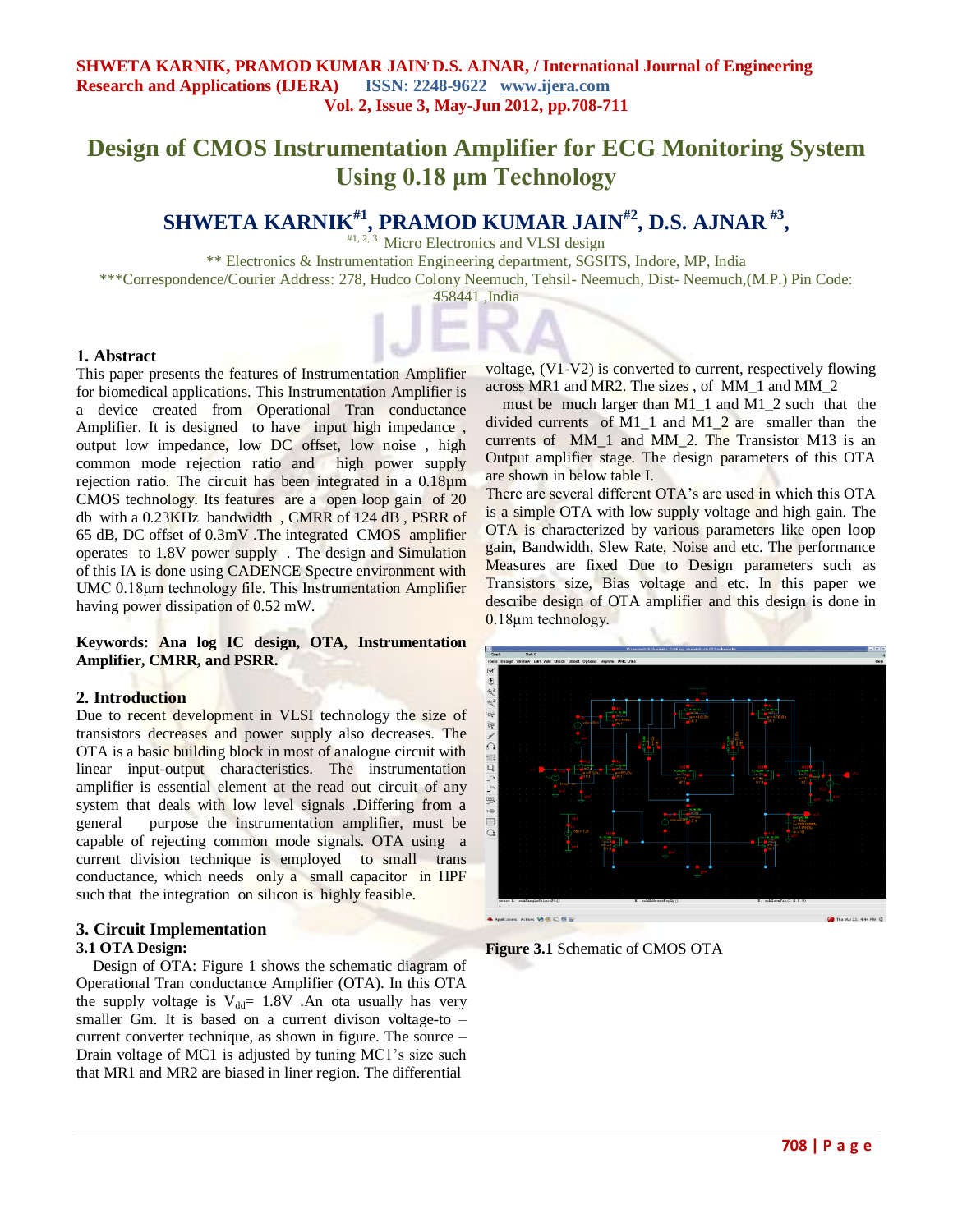# Design of CMOS Instrumentation Amplifier for ECG Monitoring System Using 0.18 µm Technology

**SHWETA KARNIK[#1], PRAMOD KUMAR JAIN[#2], D.S. AJNAR [#3],**

[#1, 2, 3.] Micro Electronics and VLSI design

** Electronics & Instrumentation Engineering department, SGSITS, Indore, MP, India

***Correspondence/Courier Address: 278, Hudco Colony Neemuch, Tehsil- Neemuch, Dist- Neemuch,(M.P.) Pin Code: 458441 ,India

## 1. Abstract

This paper presents the features of Instrumentation Amplifier for biomedical applications. This Instrumentation Amplifier is a device created from Operational Tran conductance Amplifier. It is designed to have input high impedance , output low impedance, low DC offset, low noise , high common mode rejection ratio and high power supply rejection ratio. The circuit has been integrated in a 0.18µm CMOS technology. Its features are a open loop gain of 20 db with a 0.23KHz bandwidth , CMRR of 124 dB , PSRR of 65 dB, DC offset of 0.3mV .The integrated CMOS amplifier operates to 1.8V power supply . The design and Simulation of this IA is done using CADENCE Spectre environment with UMC 0.18µm technology file. This Instrumentation Amplifier having power dissipation of 0.52 mW.

**Keywords: Ana log IC design, OTA, Instrumentation Amplifier, CMRR, and PSRR.**

## 2. Introduction

Due to recent development in VLSI technology the size of transistors decreases and power supply also decreases. The OTA is a basic building block in most of analogue circuit with linear input-output characteristics. The instrumentation amplifier is essential element at the read out circuit of any system that deals with low level signals .Differing from a general purpose the instrumentation amplifier, must be capable of rejecting common mode signals. OTA using a current division technique is employed to small trans conductance, which needs only a small capacitor in HPF such that the integration on silicon is highly feasible.

## 3. Circuit Implementation

### 3.1 OTA Design:

Design of OTA: Figure 1 shows the schematic diagram of Operational Tran conductance Amplifier (OTA). In this OTA the supply voltage is $V_{dd}$= 1.8V .An ota usually has very smaller Gm. It is based on a current divison voltage-to – current converter technique, as shown in figure. The source – Drain voltage of MC1 is adjusted by tuning MC1's size such that MR1 and MR2 are biased in liner region. The differential voltage, (V1-V2) is converted to current, respectively flowing across MR1 and MR2. The sizes , of MM_1 and MM_2 must be much larger than M1_1 and M1_2 such that the divided currents of M1_1 and M1_2 are smaller than the currents of MM_1 and MM_2. The Transistor M13 is an Output amplifier stage. The design parameters of this OTA are shown in below table I.

There are several different OTA's are used in which this OTA is a simple OTA with low supply voltage and high gain. The OTA is characterized by various parameters like open loop gain, Bandwidth, Slew Rate, Noise and etc. The performance Measures are fixed Due to Design parameters such as Transistors size, Bias voltage and etc. In this paper we describe design of OTA amplifier and this design is done in 0.18µm technology.

**Figure 3.1** Schematic of CMOS OTA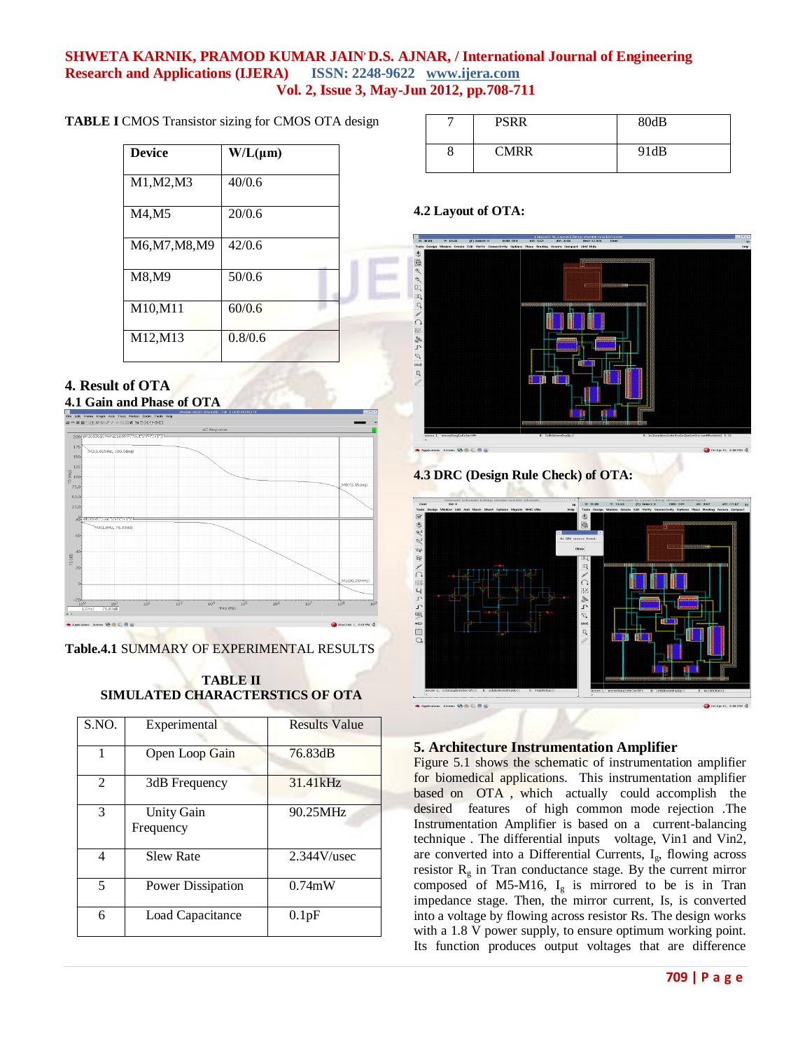**TABLE I** CMOS Transistor sizing for CMOS OTA design

| Device | W/L(µm) |
|---|---|
| M1,M2,M3 | 40/0.6 |
| M4,M5 | 20/0.6 |
| M6,M7,M8,M9 | 42/0.6 |
| M8,M9 | 50/0.6 |
| M10,M11 | 60/0.6 |
| M12,M13 | 0.8/0.6 |

## 4. Result of OTA

### 4.1 Gain and Phase of OTA

**Table.4.1** SUMMARY OF EXPERIMENTAL RESULTS

**TABLE II**
**SIMULATED CHARACTERSTICS OF OTA**

| S.NO. | Experimental | Results Value |
|---|---|---|
| 1 | Open Loop Gain | 76.83dB |
| 2 | 3dB Frequency | 31.41kHz |
| 3 | Unity Gain Frequency | 90.25MHz |
| 4 | Slew Rate | 2.344V/usec |
| 5 | Power Dissipation | 0.74mW |
| 6 | Load Capacitance | 0.1pF |
| 7 | PSRR | 80dB |
| 8 | CMRR | 91dB |

### 4.2 Layout of OTA:

### 4.3 DRC (Design Rule Check) of OTA:

## 5. Architecture Instrumentation Amplifier

Figure 5.1 shows the schematic of instrumentation amplifier for biomedical applications. This instrumentation amplifier based on OTA , which actually could accomplish the desired features of high common mode rejection .The Instrumentation Amplifier is based on a current-balancing technique . The differential inputs voltage, Vin1 and Vin2, are converted into a Differential Currents, $I_g$, flowing across resistor $R_g$ in Tran conductance stage. By the current mirror composed of M5-M16, $I_g$ is mirrored to be is in Tran impedance stage. Then, the mirror current, Is, is converted into a voltage by flowing across resistor Rs. The design works with a 1.8 V power supply, to ensure optimum working point. Its function produces output voltages that are difference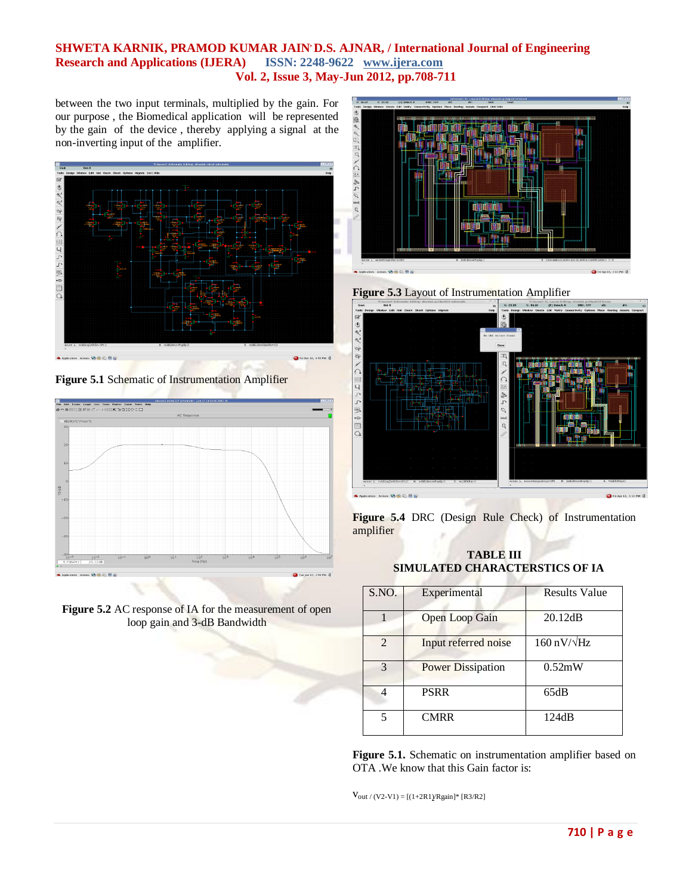between the two input terminals, multiplied by the gain. For our purpose , the Biomedical application will be represented by the gain of the device , thereby applying a signal at the non-inverting input of the amplifier.

**Figure 5.1** Schematic of Instrumentation Amplifier

**Figure 5.2** AC response of IA for the measurement of open loop gain and 3-dB Bandwidth

**Figure 5.3** Layout of Instrumentation Amplifier

**Figure 5.4** DRC (Design Rule Check) of Instrumentation amplifier

**TABLE III**
**SIMULATED CHARACTERSTICS OF IA**

| S.NO. | Experimental | Results Value |
|---|---|---|
| 1 | Open Loop Gain | 20.12dB |
| 2 | Input referred noise | 160 nV/√Hz |
| 3 | Power Dissipation | 0.52mW |
| 4 | PSRR | 65dB |
| 5 | CMRR | 124dB |

**Figure 5.1.** Schematic on instrumentation amplifier based on OTA .We know that this Gain factor is:

$V_{out} / (V2-V1) = [(1+2R1)/Rgain]* [R3/R2]$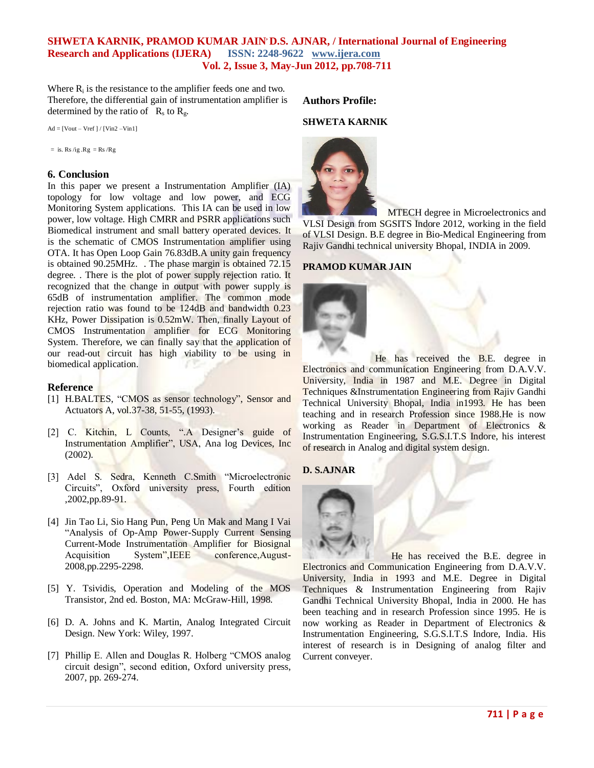Where $R_i$ is the resistance to the amplifier feeds one and two. Therefore, the differential gain of instrumentation amplifier is determined by the ratio of $R_s$ to $R_g$.

$$Ad = [Vout - Vref] / [Vin2 - Vin1]$$

$$= is. Rs / ig . Rg = Rs / Rg$$

## 6. Conclusion

In this paper we present a Instrumentation Amplifier (IA) topology for low voltage and low power, and ECG Monitoring System applications. This IA can be used in low power, low voltage. High CMRR and PSRR applications such Biomedical instrument and small battery operated devices. It is the schematic of CMOS Instrumentation amplifier using OTA. It has Open Loop Gain 76.83dB.A unity gain frequency is obtained 90.25MHz. . The phase margin is obtained 72.15 degree. . There is the plot of power supply rejection ratio. It recognized that the change in output with power supply is 65dB of instrumentation amplifier. The common mode rejection ratio was found to be 124dB and bandwidth 0.23 KHz, Power Dissipation is 0.52mW. Then, finally Layout of CMOS Instrumentation amplifier for ECG Monitoring System. Therefore, we can finally say that the application of our read-out circuit has high viability to be using in biomedical application.

## Reference

[1] H.BALTES, "CMOS as sensor technology", Sensor and Actuators A, vol.37-38, 51-55, (1993).

[2] C. Kitchin, L Counts, ".A Designer's guide of Instrumentation Amplifier", USA, Ana log Devices, Inc (2002).

[3] Adel S. Sedra, Kenneth C.Smith "Microelectronic Circuits", Oxford university press, Fourth edition ,2002,pp.89-91.

[4] Jin Tao Li, Sio Hang Pun, Peng Un Mak and Mang I Vai "Analysis of Op-Amp Power-Supply Current Sensing Current-Mode Instrumentation Amplifier for Biosignal Acquisition System",IEEE conference,August-2008,pp.2295-2298.

[5] Y. Tsividis, Operation and Modeling of the MOS Transistor, 2nd ed. Boston, MA: McGraw-Hill, 1998.

[6] D. A. Johns and K. Martin, Analog Integrated Circuit Design. New York: Wiley, 1997.

[7] Phillip E. Allen and Douglas R. Holberg "CMOS analog circuit design", second edition, Oxford university press, 2007, pp. 269-274.

## Authors Profile:

**SHWETA KARNIK**

MTECH degree in Microelectronics and VLSI Design from SGSITS Indore 2012, working in the field of VLSI Design. B.E degree in Bio-Medical Engineering from Rajiv Gandhi technical university Bhopal, INDIA in 2009.

**PRAMOD KUMAR JAIN**

He has received the B.E. degree in Electronics and communication Engineering from D.A.V.V. University, India in 1987 and M.E. Degree in Digital Techniques &Instrumentation Engineering from Rajiv Gandhi Technical University Bhopal, India in1993. He has been teaching and in research Profession since 1988.He is now working as Reader in Department of Electronics & Instrumentation Engineering, S.G.S.I.T.S Indore, his interest of research in Analog and digital system design.

**D. S.AJNAR**

He has received the B.E. degree in Electronics and Communication Engineering from D.A.V.V. University, India in 1993 and M.E. Degree in Digital Techniques & Instrumentation Engineering from Rajiv Gandhi Technical University Bhopal, India in 2000. He has been teaching and in research Profession since 1995. He is now working as Reader in Department of Electronics & Instrumentation Engineering, S.G.S.I.T.S Indore, India. His interest of research is in Designing of analog filter and Current conveyer.